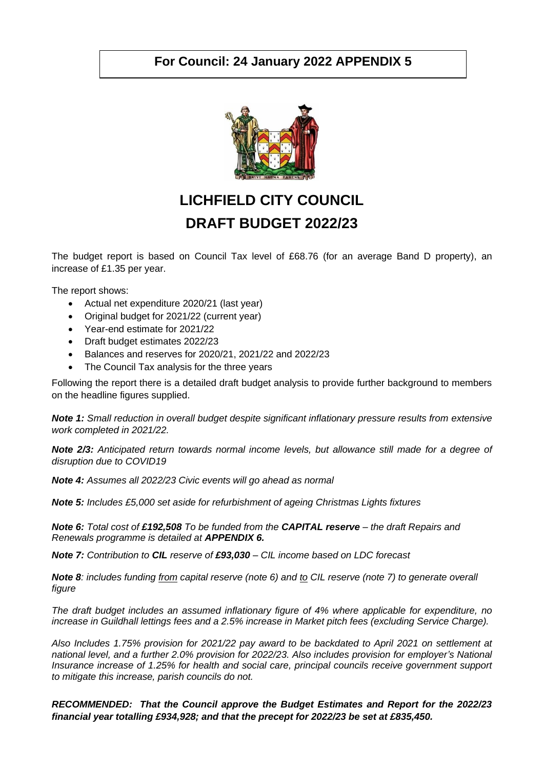**For Council: 24 January 2022 APPENDIX 5**

# LICHFIELD CITY COUNCIL
# DRAFT BUDGET 2022/23

The budget report is based on Council Tax level of £68.76 (for an average Band D property), an increase of £1.35 per year.

The report shows:

- Actual net expenditure 2020/21 (last year)
- Original budget for 2021/22 (current year)
- Year-end estimate for 2021/22
- Draft budget estimates 2022/23
- Balances and reserves for 2020/21, 2021/22 and 2022/23
- The Council Tax analysis for the three years

Following the report there is a detailed draft budget analysis to provide further background to members on the headline figures supplied.

***Note 1:*** *Small reduction in overall budget despite significant inflationary pressure results from extensive work completed in 2021/22.*

***Note 2/3:*** *Anticipated return towards normal income levels, but allowance still made for a degree of disruption due to COVID19*

***Note 4:*** *Assumes all 2022/23 Civic events will go ahead as normal*

***Note 5:*** *Includes £5,000 set aside for refurbishment of ageing Christmas Lights fixtures*

***Note 6:*** *Total cost of **£192,508** To be funded from the **CAPITAL reserve** – the draft Repairs and Renewals programme is detailed at **APPENDIX 6.***

***Note 7:*** *Contribution to **CIL** reserve of **£93,030** – CIL income based on LDC forecast*

***Note 8**: includes funding from capital reserve (note 6) and to CIL reserve (note 7) to generate overall figure*

*The draft budget includes an assumed inflationary figure of 4% where applicable for expenditure, no increase in Guildhall lettings fees and a 2.5% increase in Market pitch fees (excluding Service Charge).*

*Also Includes 1.75% provision for 2021/22 pay award to be backdated to April 2021 on settlement at national level, and a further 2.0% provision for 2022/23. Also includes provision for employer's National Insurance increase of 1.25% for health and social care, principal councils receive government support to mitigate this increase, parish councils do not.*

***RECOMMENDED: That the Council approve the Budget Estimates and Report for the 2022/23 financial year totalling £934,928; and that the precept for 2022/23 be set at £835,450.***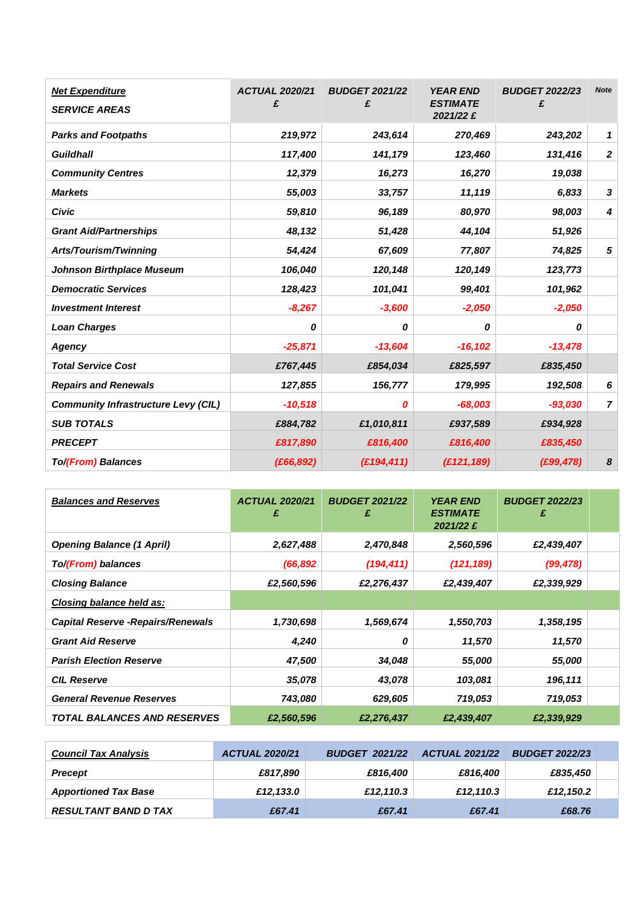| **Net Expenditure** SERVICE AREAS | ACTUAL 2020/21 £ | BUDGET 2021/22 £ | YEAR END ESTIMATE 2021/22 £ | BUDGET 2022/23 £ | Note |
|---|---|---|---|---|---|
| Parks and Footpaths | 219,972 | 243,614 | 270,469 | 243,202 | 1 |
| Guildhall | 117,400 | 141,179 | 123,460 | 131,416 | 2 |
| Community Centres | 12,379 | 16,273 | 16,270 | 19,038 | |
| Markets | 55,003 | 33,757 | 11,119 | 6,833 | 3 |
| Civic | 59,810 | 96,189 | 80,970 | 98,003 | 4 |
| Grant Aid/Partnerships | 48,132 | 51,428 | 44,104 | 51,926 | |
| Arts/Tourism/Twinning | 54,424 | 67,609 | 77,807 | 74,825 | 5 |
| Johnson Birthplace Museum | 106,040 | 120,148 | 120,149 | 123,773 | |
| Democratic Services | 128,423 | 101,041 | 99,401 | 101,962 | |
| Investment Interest | -8,267 | -3,600 | -2,050 | -2,050 | |
| Loan Charges | 0 | 0 | 0 | 0 | |
| Agency | -25,871 | -13,604 | -16,102 | -13,478 | |
| Total Service Cost | £767,445 | £854,034 | £825,597 | £835,450 | |
| Repairs and Renewals | 127,855 | 156,777 | 179,995 | 192,508 | 6 |
| Community Infrastructure Levy (CIL) | -10,518 | 0 | -68,003 | -93,030 | 7 |
| SUB TOTALS | £884,782 | £1,010,811 | £937,589 | £934,928 | |
| PRECEPT | £817,890 | £816,400 | £816,400 | £835,450 | |
| To/(From) Balances | (£66,892) | (£194,411) | (£121,189) | (£99,478) | 8 |

| **Balances and Reserves** | ACTUAL 2020/21 £ | BUDGET 2021/22 £ | YEAR END ESTIMATE 2021/22 £ | BUDGET 2022/23 £ | |
|---|---|---|---|---|---|
| Opening Balance (1 April) | 2,627,488 | 2,470,848 | 2,560,596 | £2,439,407 | |
| To/(From) balances | (66,892) | (194,411) | (121,189) | (99,478) | |
| Closing Balance | £2,560,596 | £2,276,437 | £2,439,407 | £2,339,929 | |
| **Closing balance held as:** | | | | | |
| Capital Reserve -Repairs/Renewals | 1,730,698 | 1,569,674 | 1,550,703 | 1,358,195 | |
| Grant Aid Reserve | 4,240 | 0 | 11,570 | 11,570 | |
| Parish Election Reserve | 47,500 | 34,048 | 55,000 | 55,000 | |
| CIL Reserve | 35,078 | 43,078 | 103,081 | 196,111 | |
| General Revenue Reserves | 743,080 | 629,605 | 719,053 | 719,053 | |
| TOTAL BALANCES AND RESERVES | £2,560,596 | £2,276,437 | £2,439,407 | £2,339,929 | |

| **Council Tax Analysis** | ACTUAL 2020/21 | BUDGET 2021/22 | ACTUAL 2021/22 | BUDGET 2022/23 | |
|---|---|---|---|---|---|
| Precept | £817,890 | £816,400 | £816,400 | £835,450 | |
| Apportioned Tax Base | £12,133.0 | £12,110.3 | £12,110.3 | £12,150.2 | |
| RESULTANT BAND D TAX | £67.41 | £67.41 | £67.41 | £68.76 | |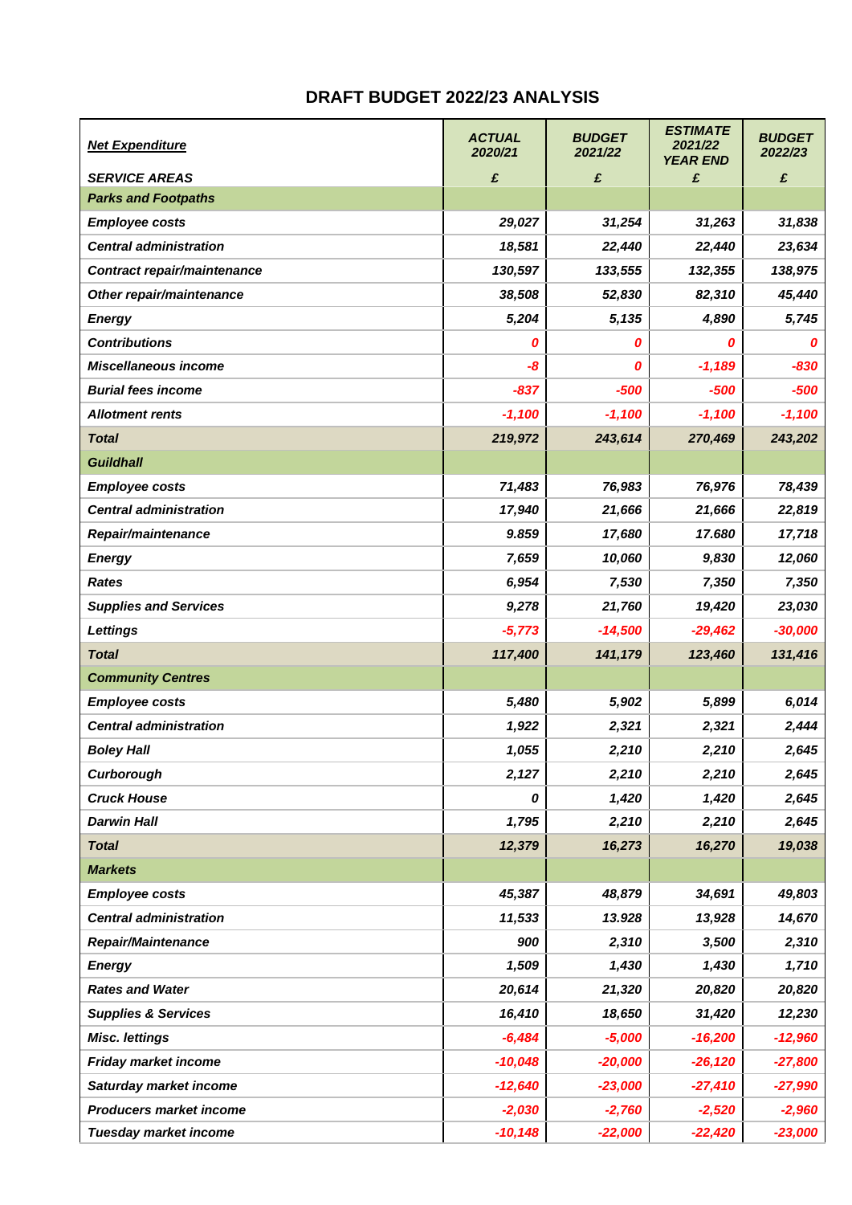# DRAFT BUDGET 2022/23 ANALYSIS

| ***Net Expenditure*** <br> ***SERVICE AREAS*** | ***ACTUAL 2020/21*** <br> ***£*** | ***BUDGET 2021/22*** <br> ***£*** | ***ESTIMATE 2021/22 YEAR END*** <br> ***£*** | ***BUDGET 2022/23*** <br> ***£*** |
|---|---|---|---|---|
| ***Parks and Footpaths*** | | | | |
| ***Employee costs*** | ***29,027*** | ***31,254*** | ***31,263*** | ***31,838*** |
| ***Central administration*** | ***18,581*** | ***22,440*** | ***22,440*** | ***23,634*** |
| ***Contract repair/maintenance*** | ***130,597*** | ***133,555*** | ***132,355*** | ***138,975*** |
| ***Other repair/maintenance*** | ***38,508*** | ***52,830*** | ***82,310*** | ***45,440*** |
| ***Energy*** | ***5,204*** | ***5,135*** | ***4,890*** | ***5,745*** |
| ***Contributions*** | ***0*** | ***0*** | ***0*** | ***0*** |
| ***Miscellaneous income*** | ***-8*** | ***0*** | ***-1,189*** | ***-830*** |
| ***Burial fees income*** | ***-837*** | ***-500*** | ***-500*** | ***-500*** |
| ***Allotment rents*** | ***-1,100*** | ***-1,100*** | ***-1,100*** | ***-1,100*** |
| ***Total*** | ***219,972*** | ***243,614*** | ***270,469*** | ***243,202*** |
| ***Guildhall*** | | | | |
| ***Employee costs*** | ***71,483*** | ***76,983*** | ***76,976*** | ***78,439*** |
| ***Central administration*** | ***17,940*** | ***21,666*** | ***21,666*** | ***22,819*** |
| ***Repair/maintenance*** | ***9.859*** | ***17,680*** | ***17.680*** | ***17,718*** |
| ***Energy*** | ***7,659*** | ***10,060*** | ***9,830*** | ***12,060*** |
| ***Rates*** | ***6,954*** | ***7,530*** | ***7,350*** | ***7,350*** |
| ***Supplies and Services*** | ***9,278*** | ***21,760*** | ***19,420*** | ***23,030*** |
| ***Lettings*** | ***-5,773*** | ***-14,500*** | ***-29,462*** | ***-30,000*** |
| ***Total*** | ***117,400*** | ***141,179*** | ***123,460*** | ***131,416*** |
| ***Community Centres*** | | | | |
| ***Employee costs*** | ***5,480*** | ***5,902*** | ***5,899*** | ***6,014*** |
| ***Central administration*** | ***1,922*** | ***2,321*** | ***2,321*** | ***2,444*** |
| ***Boley Hall*** | ***1,055*** | ***2,210*** | ***2,210*** | ***2,645*** |
| ***Curborough*** | ***2,127*** | ***2,210*** | ***2,210*** | ***2,645*** |
| ***Cruck House*** | ***0*** | ***1,420*** | ***1,420*** | ***2,645*** |
| ***Darwin Hall*** | ***1,795*** | ***2,210*** | ***2,210*** | ***2,645*** |
| ***Total*** | ***12,379*** | ***16,273*** | ***16,270*** | ***19,038*** |
| ***Markets*** | | | | |
| ***Employee costs*** | ***45,387*** | ***48,879*** | ***34,691*** | ***49,803*** |
| ***Central administration*** | ***11,533*** | ***13.928*** | ***13,928*** | ***14,670*** |
| ***Repair/Maintenance*** | ***900*** | ***2,310*** | ***3,500*** | ***2,310*** |
| ***Energy*** | ***1,509*** | ***1,430*** | ***1,430*** | ***1,710*** |
| ***Rates and Water*** | ***20,614*** | ***21,320*** | ***20,820*** | ***20,820*** |
| ***Supplies & Services*** | ***16,410*** | ***18,650*** | ***31,420*** | ***12,230*** |
| ***Misc. lettings*** | ***-6,484*** | ***-5,000*** | ***-16,200*** | ***-12,960*** |
| ***Friday market income*** | ***-10,048*** | ***-20,000*** | ***-26,120*** | ***-27,800*** |
| ***Saturday market income*** | ***-12,640*** | ***-23,000*** | ***-27,410*** | ***-27,990*** |
| ***Producers market income*** | ***-2,030*** | ***-2,760*** | ***-2,520*** | ***-2,960*** |
| ***Tuesday market income*** | ***-10,148*** | ***-22,000*** | ***-22,420*** | ***-23,000*** |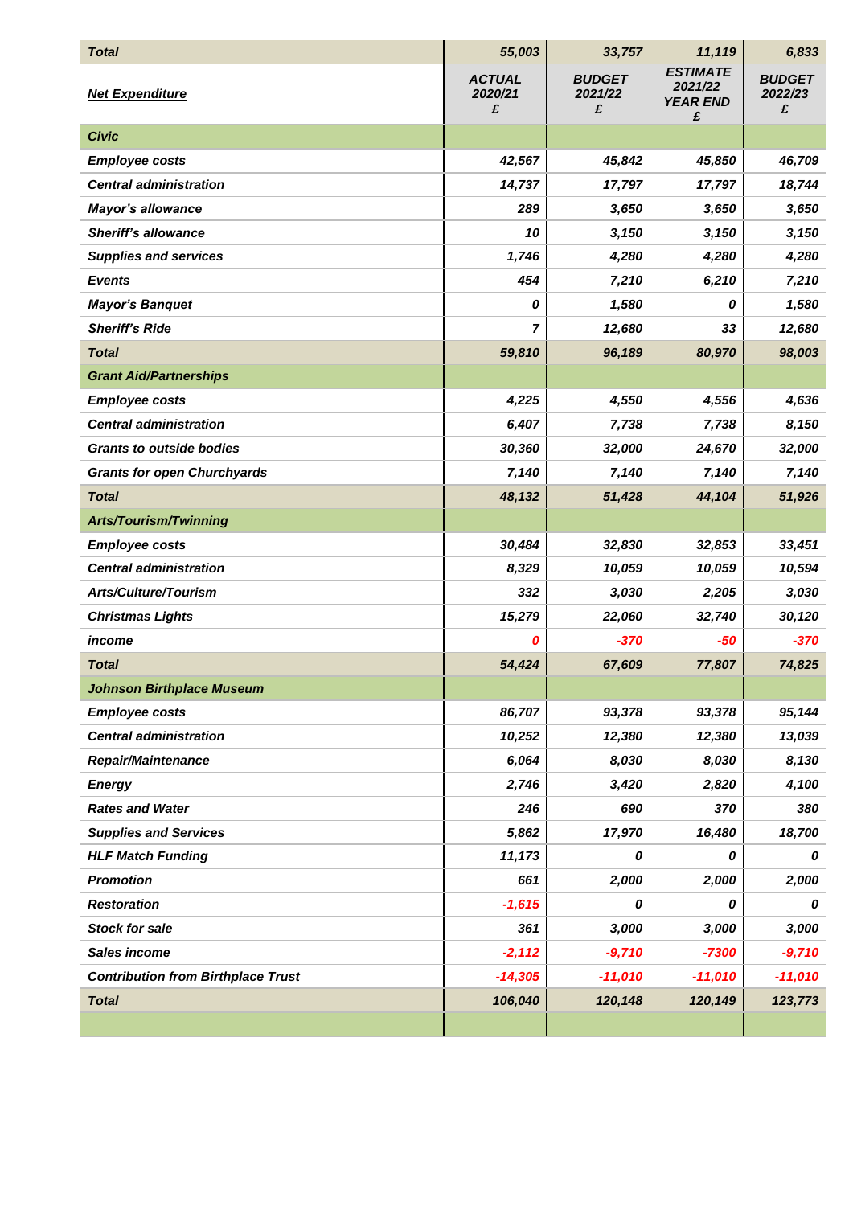| Total | 55,003 | 33,757 | 11,119 | 6,833 |
|---|---|---|---|---|
| **Net Expenditure** | **ACTUAL 2020/21 £** | **BUDGET 2021/22 £** | **ESTIMATE 2021/22 YEAR END £** | **BUDGET 2022/23 £** |
| **Civic** | | | | |
| Employee costs | 42,567 | 45,842 | 45,850 | 46,709 |
| Central administration | 14,737 | 17,797 | 17,797 | 18,744 |
| Mayor's allowance | 289 | 3,650 | 3,650 | 3,650 |
| Sheriff's allowance | 10 | 3,150 | 3,150 | 3,150 |
| Supplies and services | 1,746 | 4,280 | 4,280 | 4,280 |
| Events | 454 | 7,210 | 6,210 | 7,210 |
| Mayor's Banquet | 0 | 1,580 | 0 | 1,580 |
| Sheriff's Ride | 7 | 12,680 | 33 | 12,680 |
| **Total** | 59,810 | 96,189 | 80,970 | 98,003 |
| **Grant Aid/Partnerships** | | | | |
| Employee costs | 4,225 | 4,550 | 4,556 | 4,636 |
| Central administration | 6,407 | 7,738 | 7,738 | 8,150 |
| Grants to outside bodies | 30,360 | 32,000 | 24,670 | 32,000 |
| Grants for open Churchyards | 7,140 | 7,140 | 7,140 | 7,140 |
| **Total** | 48,132 | 51,428 | 44,104 | 51,926 |
| **Arts/Tourism/Twinning** | | | | |
| Employee costs | 30,484 | 32,830 | 32,853 | 33,451 |
| Central administration | 8,329 | 10,059 | 10,059 | 10,594 |
| Arts/Culture/Tourism | 332 | 3,030 | 2,205 | 3,030 |
| Christmas Lights | 15,279 | 22,060 | 32,740 | 30,120 |
| income | 0 | -370 | -50 | -370 |
| **Total** | 54,424 | 67,609 | 77,807 | 74,825 |
| **Johnson Birthplace Museum** | | | | |
| Employee costs | 86,707 | 93,378 | 93,378 | 95,144 |
| Central administration | 10,252 | 12,380 | 12,380 | 13,039 |
| Repair/Maintenance | 6,064 | 8,030 | 8,030 | 8,130 |
| Energy | 2,746 | 3,420 | 2,820 | 4,100 |
| Rates and Water | 246 | 690 | 370 | 380 |
| Supplies and Services | 5,862 | 17,970 | 16,480 | 18,700 |
| HLF Match Funding | 11,173 | 0 | 0 | 0 |
| Promotion | 661 | 2,000 | 2,000 | 2,000 |
| Restoration | -1,615 | 0 | 0 | 0 |
| Stock for sale | 361 | 3,000 | 3,000 | 3,000 |
| Sales income | -2,112 | -9,710 | -7300 | -9,710 |
| Contribution from Birthplace Trust | -14,305 | -11,010 | -11,010 | -11,010 |
| **Total** | 106,040 | 120,148 | 120,149 | 123,773 |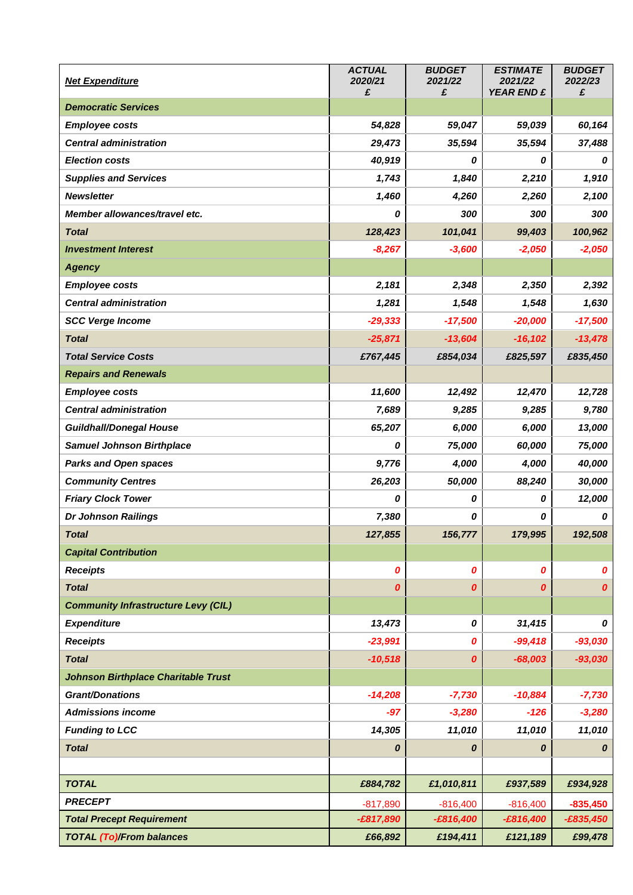| **Net Expenditure** | ***ACTUAL 2020/21 £*** | ***BUDGET 2021/22 £*** | ***ESTIMATE 2021/22 YEAR END £*** | ***BUDGET 2022/23 £*** |
|---|---|---|---|---|
| ***Democratic Services*** | | | | |
| ***Employee costs*** | ***54,828*** | ***59,047*** | ***59,039*** | ***60,164*** |
| ***Central administration*** | ***29,473*** | ***35,594*** | ***35,594*** | ***37,488*** |
| ***Election costs*** | ***40,919*** | ***0*** | ***0*** | ***0*** |
| ***Supplies and Services*** | ***1,743*** | ***1,840*** | ***2,210*** | ***1,910*** |
| ***Newsletter*** | ***1,460*** | ***4,260*** | ***2,260*** | ***2,100*** |
| ***Member allowances/travel etc.*** | ***0*** | ***300*** | ***300*** | ***300*** |
| ***Total*** | ***128,423*** | ***101,041*** | ***99,403*** | ***100,962*** |
| ***Investment Interest*** | ***-8,267*** | ***-3,600*** | ***-2,050*** | ***-2,050*** |
| ***Agency*** | | | | |
| ***Employee costs*** | ***2,181*** | ***2,348*** | ***2,350*** | ***2,392*** |
| ***Central administration*** | ***1,281*** | ***1,548*** | ***1,548*** | ***1,630*** |
| ***SCC Verge Income*** | ***-29,333*** | ***-17,500*** | ***-20,000*** | ***-17,500*** |
| ***Total*** | ***-25,871*** | ***-13,604*** | ***-16,102*** | ***-13,478*** |
| ***Total Service Costs*** | ***£767,445*** | ***£854,034*** | ***£825,597*** | ***£835,450*** |
| ***Repairs and Renewals*** | | | | |
| ***Employee costs*** | ***11,600*** | ***12,492*** | ***12,470*** | ***12,728*** |
| ***Central administration*** | ***7,689*** | ***9,285*** | ***9,285*** | ***9,780*** |
| ***Guildhall/Donegal House*** | ***65,207*** | ***6,000*** | ***6,000*** | ***13,000*** |
| ***Samuel Johnson Birthplace*** | ***0*** | ***75,000*** | ***60,000*** | ***75,000*** |
| ***Parks and Open spaces*** | ***9,776*** | ***4,000*** | ***4,000*** | ***40,000*** |
| ***Community Centres*** | ***26,203*** | ***50,000*** | ***88,240*** | ***30,000*** |
| ***Friary Clock Tower*** | ***0*** | ***0*** | ***0*** | ***12,000*** |
| ***Dr Johnson Railings*** | ***7,380*** | ***0*** | ***0*** | ***0*** |
| ***Total*** | ***127,855*** | ***156,777*** | ***179,995*** | ***192,508*** |
| ***Capital Contribution*** | | | | |
| ***Receipts*** | ***0*** | ***0*** | ***0*** | ***0*** |
| ***Total*** | ***0*** | ***0*** | ***0*** | ***0*** |
| ***Community Infrastructure Levy (CIL)*** | | | | |
| ***Expenditure*** | ***13,473*** | ***0*** | ***31,415*** | ***0*** |
| ***Receipts*** | ***-23,991*** | ***0*** | ***-99,418*** | ***-93,030*** |
| ***Total*** | ***-10,518*** | ***0*** | ***-68,003*** | ***-93,030*** |
| ***Johnson Birthplace Charitable Trust*** | | | | |
| ***Grant/Donations*** | ***-14,208*** | ***-7,730*** | ***-10,884*** | ***-7,730*** |
| ***Admissions income*** | ***-97*** | ***-3,280*** | ***-126*** | ***-3,280*** |
| ***Funding to LCC*** | ***14,305*** | ***11,010*** | ***11,010*** | ***11,010*** |
| ***Total*** | ***0*** | ***0*** | ***0*** | ***0*** |
| | | | | |
| ***TOTAL*** | ***£884,782*** | ***£1,010,811*** | ***£937,589*** | ***£934,928*** |
| ***PRECEPT*** | -817,890 | -816,400 | -816,400 | **-835,450** |
| ***Total Precept Requirement*** | ***-£817,890*** | ***-£816,400*** | ***-£816,400*** | ***-£835,450*** |
| ***TOTAL (To)/From balances*** | ***£66,892*** | ***£194,411*** | ***£121,189*** | ***£99,478*** |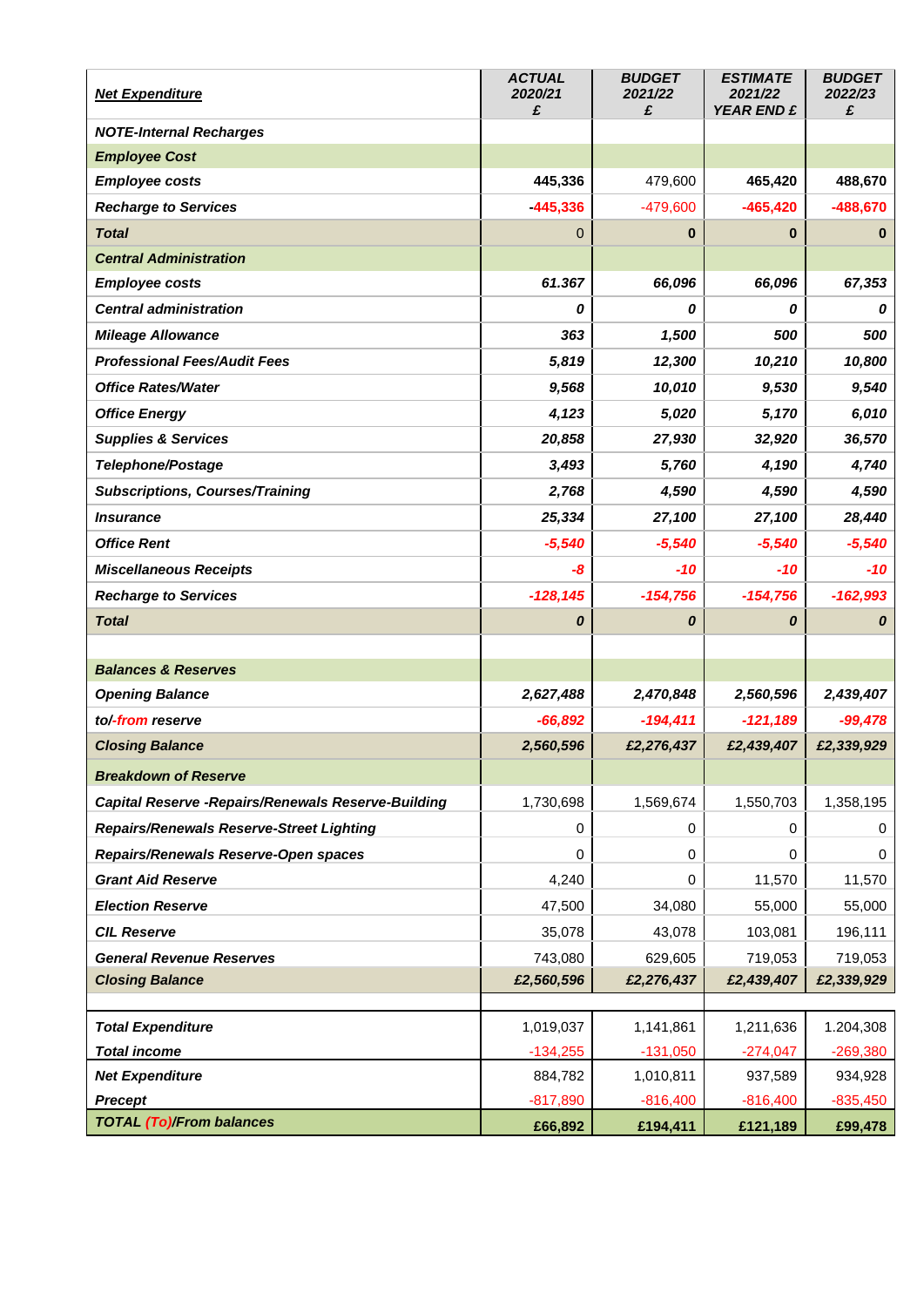| Net Expenditure | ACTUAL 2020/21 £ | BUDGET 2021/22 £ | ESTIMATE 2021/22 YEAR END £ | BUDGET 2022/23 £ |
|---|---|---|---|---|
| NOTE-Internal Recharges | | | | |
| Employee Cost | | | | |
| Employee costs | 445,336 | 479,600 | 465,420 | 488,670 |
| Recharge to Services | -445,336 | -479,600 | -465,420 | -488,670 |
| Total | 0 | 0 | 0 | 0 |
| Central Administration | | | | |
| Employee costs | 61.367 | 66,096 | 66,096 | 67,353 |
| Central administration | 0 | 0 | 0 | 0 |
| Mileage Allowance | 363 | 1,500 | 500 | 500 |
| Professional Fees/Audit Fees | 5,819 | 12,300 | 10,210 | 10,800 |
| Office Rates/Water | 9,568 | 10,010 | 9,530 | 9,540 |
| Office Energy | 4,123 | 5,020 | 5,170 | 6,010 |
| Supplies & Services | 20,858 | 27,930 | 32,920 | 36,570 |
| Telephone/Postage | 3,493 | 5,760 | 4,190 | 4,740 |
| Subscriptions, Courses/Training | 2,768 | 4,590 | 4,590 | 4,590 |
| Insurance | 25,334 | 27,100 | 27,100 | 28,440 |
| Office Rent | -5,540 | -5,540 | -5,540 | -5,540 |
| Miscellaneous Receipts | -8 | -10 | -10 | -10 |
| Recharge to Services | -128,145 | -154,756 | -154,756 | -162,993 |
| Total | 0 | 0 | 0 | 0 |
| | | | | |
| Balances & Reserves | | | | |
| Opening Balance | 2,627,488 | 2,470,848 | 2,560,596 | 2,439,407 |
| to/-from reserve | -66,892 | -194,411 | -121,189 | -99,478 |
| Closing Balance | 2,560,596 | £2,276,437 | £2,439,407 | £2,339,929 |
| Breakdown of Reserve | | | | |
| Capital Reserve -Repairs/Renewals Reserve-Building | 1,730,698 | 1,569,674 | 1,550,703 | 1,358,195 |
| Repairs/Renewals Reserve-Street Lighting | 0 | 0 | 0 | 0 |
| Repairs/Renewals Reserve-Open spaces | 0 | 0 | 0 | 0 |
| Grant Aid Reserve | 4,240 | 0 | 11,570 | 11,570 |
| Election Reserve | 47,500 | 34,080 | 55,000 | 55,000 |
| CIL Reserve | 35,078 | 43,078 | 103,081 | 196,111 |
| General Revenue Reserves | 743,080 | 629,605 | 719,053 | 719,053 |
| Closing Balance | £2,560,596 | £2,276,437 | £2,439,407 | £2,339,929 |
| | | | | |
| Total Expenditure | 1,019,037 | 1,141,861 | 1,211,636 | 1.204,308 |
| Total income | -134,255 | -131,050 | -274,047 | -269,380 |
| Net Expenditure | 884,782 | 1,010,811 | 937,589 | 934,928 |
| Precept | -817,890 | -816,400 | -816,400 | -835,450 |
| TOTAL (To)/From balances | £66,892 | £194,411 | £121,189 | £99,478 |